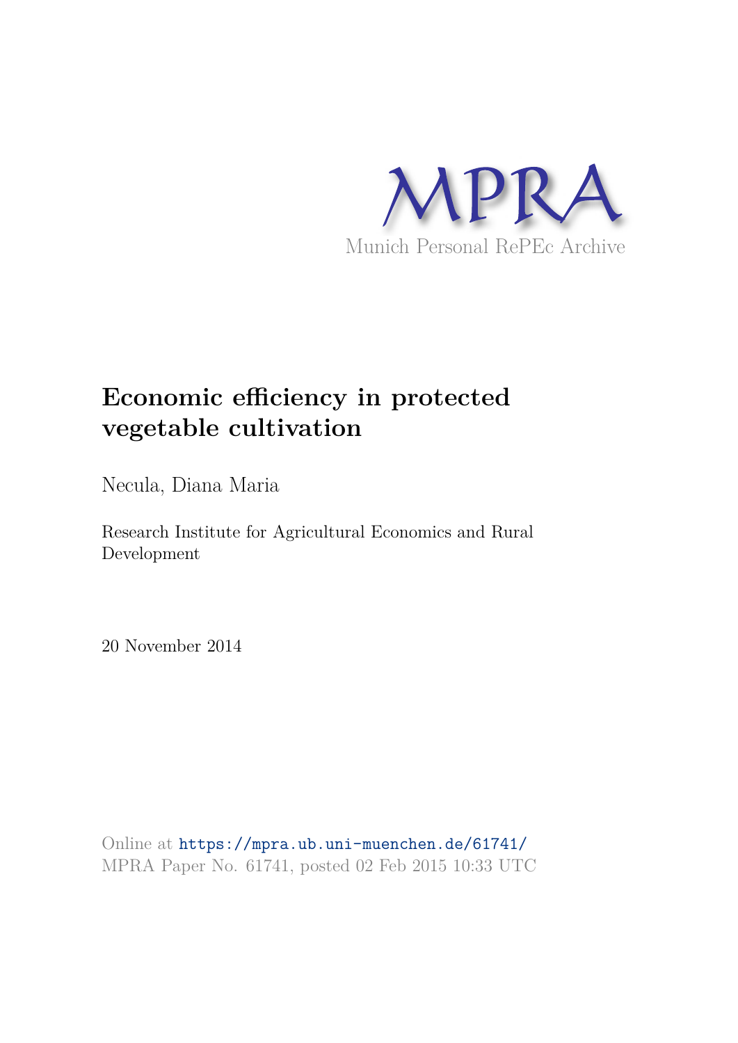MPRA

Munich Personal RePEc Archive

# Economic efficiency in protected vegetable cultivation

Necula, Diana Maria

Research Institute for Agricultural Economics and Rural Development

20 November 2014

Online at https://mpra.ub.uni-muenchen.de/61741/
MPRA Paper No. 61741, posted 02 Feb 2015 10:33 UTC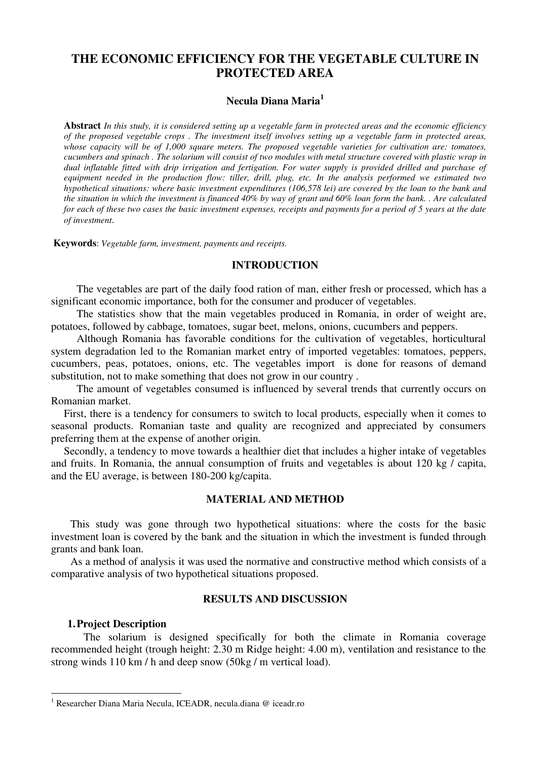# THE ECONOMIC EFFICIENCY FOR THE VEGETABLE CULTURE IN PROTECTED AREA

**Necula Diana Maria**[1]

**Abstract** *In this study, it is considered setting up a vegetable farm in protected areas and the economic efficiency of the proposed vegetable crops . The investment itself involves setting up a vegetable farm in protected areas, whose capacity will be of 1,000 square meters. The proposed vegetable varieties for cultivation are: tomatoes, cucumbers and spinach . The solarium will consist of two modules with metal structure covered with plastic wrap in dual inflatable fitted with drip irrigation and fertigation. For water supply is provided drilled and purchase of equipment needed in the production flow: tiller, drill, plug, etc. In the analysis performed we estimated two hypothetical situations: where basic investment expenditures (106,578 lei) are covered by the loan to the bank and the situation in which the investment is financed 40% by way of grant and 60% loan form the bank. . Are calculated for each of these two cases the basic investment expenses, receipts and payments for a period of 5 years at the date of investment.*

**Keywords**: *Vegetable farm, investment, payments and receipts.*

## INTRODUCTION

The vegetables are part of the daily food ration of man, either fresh or processed, which has a significant economic importance, both for the consumer and producer of vegetables.

The statistics show that the main vegetables produced in Romania, in order of weight are, potatoes, followed by cabbage, tomatoes, sugar beet, melons, onions, cucumbers and peppers.

Although Romania has favorable conditions for the cultivation of vegetables, horticultural system degradation led to the Romanian market entry of imported vegetables: tomatoes, peppers, cucumbers, peas, potatoes, onions, etc. The vegetables import is done for reasons of demand substitution, not to make something that does not grow in our country .

The amount of vegetables consumed is influenced by several trends that currently occurs on Romanian market.

First, there is a tendency for consumers to switch to local products, especially when it comes to seasonal products. Romanian taste and quality are recognized and appreciated by consumers preferring them at the expense of another origin.

Secondly, a tendency to move towards a healthier diet that includes a higher intake of vegetables and fruits. In Romania, the annual consumption of fruits and vegetables is about 120 kg / capita, and the EU average, is between 180-200 kg/capita.

## MATERIAL AND METHOD

This study was gone through two hypothetical situations: where the costs for the basic investment loan is covered by the bank and the situation in which the investment is funded through grants and bank loan.

As a method of analysis it was used the normative and constructive method which consists of a comparative analysis of two hypothetical situations proposed.

## RESULTS AND DISCUSSION

### 1. Project Description

The solarium is designed specifically for both the climate in Romania coverage recommended height (trough height: 2.30 m Ridge height: 4.00 m), ventilation and resistance to the strong winds 110 km / h and deep snow (50kg / m vertical load).

---

[1] Researcher Diana Maria Necula, ICEADR, necula.diana @ iceadr.ro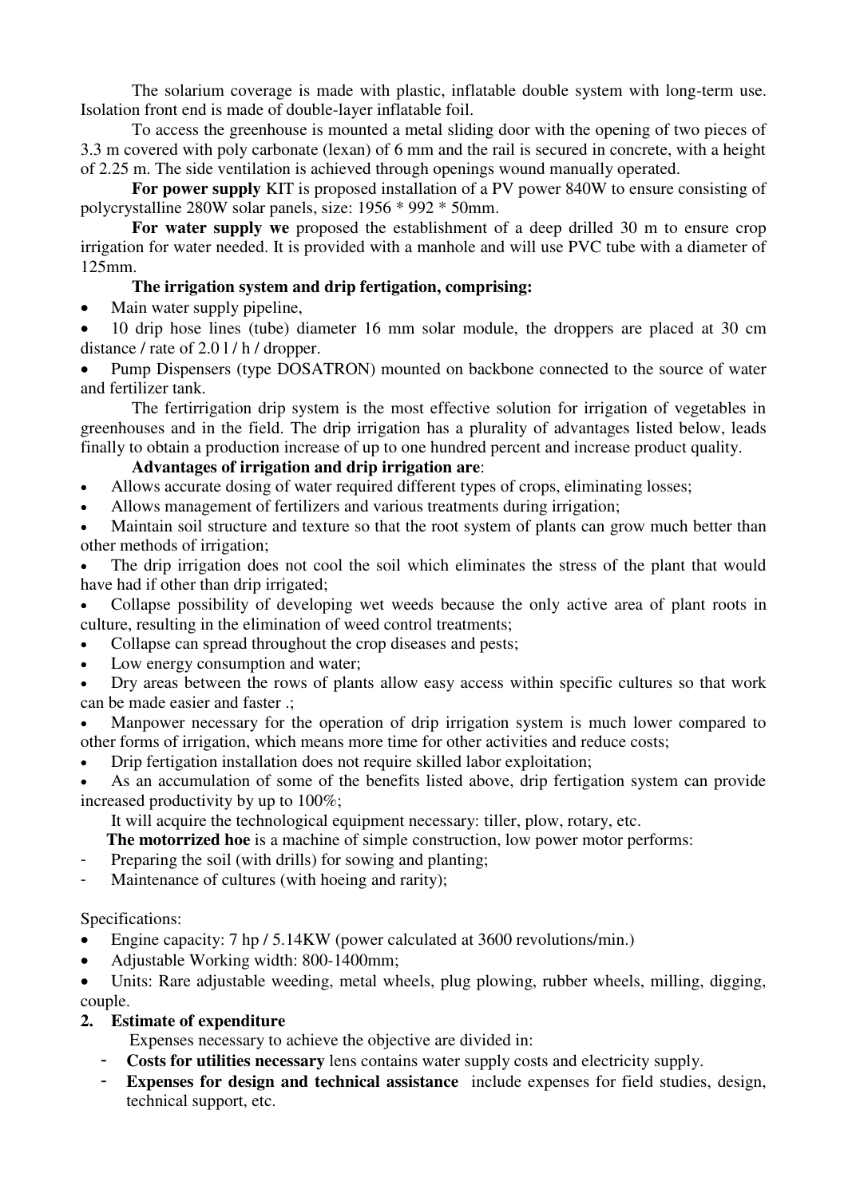The solarium coverage is made with plastic, inflatable double system with long-term use. Isolation front end is made of double-layer inflatable foil.

To access the greenhouse is mounted a metal sliding door with the opening of two pieces of 3.3 m covered with poly carbonate (lexan) of 6 mm and the rail is secured in concrete, with a height of 2.25 m. The side ventilation is achieved through openings wound manually operated.

**For power supply** KIT is proposed installation of a PV power 840W to ensure consisting of polycrystalline 280W solar panels, size: 1956 * 992 * 50mm.

**For water supply we** proposed the establishment of a deep drilled 30 m to ensure crop irrigation for water needed. It is provided with a manhole and will use PVC tube with a diameter of 125mm.

**The irrigation system and drip fertigation, comprising:**

- Main water supply pipeline,
- 10 drip hose lines (tube) diameter 16 mm solar module, the droppers are placed at 30 cm distance / rate of 2.0 l / h / dropper.
- Pump Dispensers (type DOSATRON) mounted on backbone connected to the source of water and fertilizer tank.

The fertirrigation drip system is the most effective solution for irrigation of vegetables in greenhouses and in the field. The drip irrigation has a plurality of advantages listed below, leads finally to obtain a production increase of up to one hundred percent and increase product quality.

**Advantages of irrigation and drip irrigation are**:

- Allows accurate dosing of water required different types of crops, eliminating losses;
- Allows management of fertilizers and various treatments during irrigation;
- Maintain soil structure and texture so that the root system of plants can grow much better than other methods of irrigation;
- The drip irrigation does not cool the soil which eliminates the stress of the plant that would have had if other than drip irrigated;
- Collapse possibility of developing wet weeds because the only active area of plant roots in culture, resulting in the elimination of weed control treatments;
- Collapse can spread throughout the crop diseases and pests;
- Low energy consumption and water;
- Dry areas between the rows of plants allow easy access within specific cultures so that work can be made easier and faster .;
- Manpower necessary for the operation of drip irrigation system is much lower compared to other forms of irrigation, which means more time for other activities and reduce costs;
- Drip fertigation installation does not require skilled labor exploitation;
- As an accumulation of some of the benefits listed above, drip fertigation system can provide increased productivity by up to 100%;

It will acquire the technological equipment necessary: tiller, plow, rotary, etc.

**The motorrized hoe** is a machine of simple construction, low power motor performs:

- Preparing the soil (with drills) for sowing and planting;
- Maintenance of cultures (with hoeing and rarity);

Specifications:

- Engine capacity: 7 hp / 5.14KW (power calculated at 3600 revolutions/min.)
- Adjustable Working width: 800-1400mm;
- Units: Rare adjustable weeding, metal wheels, plug plowing, rubber wheels, milling, digging, couple.

## 2. Estimate of expenditure

Expenses necessary to achieve the objective are divided in:

- **Costs for utilities necessary** lens contains water supply costs and electricity supply.
- **Expenses for design and technical assistance** include expenses for field studies, design, technical support, etc.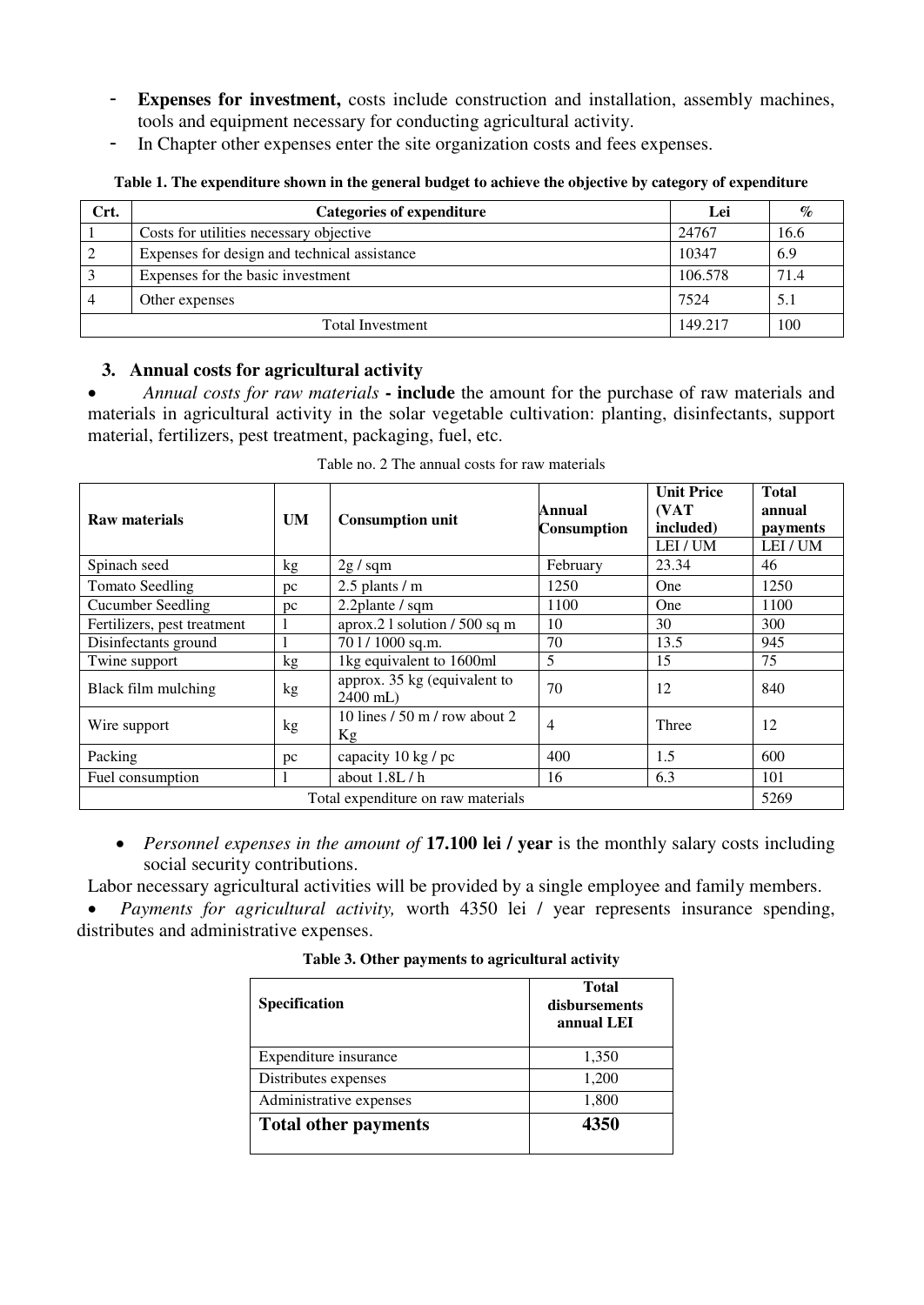- **Expenses for investment,** costs include construction and installation, assembly machines, tools and equipment necessary for conducting agricultural activity.
- In Chapter other expenses enter the site organization costs and fees expenses.

**Table 1. The expenditure shown in the general budget to achieve the objective by category of expenditure**

| Crt. | Categories of expenditure | Lei | % |
|---|---|---|---|
| 1 | Costs for utilities necessary objective | 24767 | 16.6 |
| 2 | Expenses for design and technical assistance | 10347 | 6.9 |
| 3 | Expenses for the basic investment | 106.578 | 71.4 |
| 4 | Other expenses | 7524 | 5.1 |
| | Total Investment | 149.217 | 100 |

### 3. Annual costs for agricultural activity

- *Annual costs for raw materials* **- include** the amount for the purchase of raw materials and materials in agricultural activity in the solar vegetable cultivation: planting, disinfectants, support material, fertilizers, pest treatment, packaging, fuel, etc.

Table no. 2 The annual costs for raw materials

| Raw materials | UM | Consumption unit | Annual Consumption | Unit Price (VAT included) | Total annual payments |
|---|---|---|---|---|---|
| | | | | LEI / UM | LEI / UM |
| Spinach seed | kg | 2g / sqm | February | 23.34 | 46 |
| Tomato Seedling | pc | 2.5 plants / m | 1250 | One | 1250 |
| Cucumber Seedling | pc | 2.2plante / sqm | 1100 | One | 1100 |
| Fertilizers, pest treatment | l | aprox.2 l solution / 500 sq m | 10 | 30 | 300 |
| Disinfectants ground | l | 70 l / 1000 sq.m. | 70 | 13.5 | 945 |
| Twine support | kg | 1kg equivalent to 1600ml | 5 | 15 | 75 |
| Black film mulching | kg | approx. 35 kg (equivalent to 2400 mL) | 70 | 12 | 840 |
| Wire support | kg | 10 lines / 50 m / row about 2 Kg | 4 | Three | 12 |
| Packing | pc | capacity 10 kg / pc | 400 | 1.5 | 600 |
| Fuel consumption | l | about 1.8L / h | 16 | 6.3 | 101 |
| Total expenditure on raw materials | | | | | 5269 |

- *Personnel expenses in the amount of* **17.100 lei / year** is the monthly salary costs including social security contributions.

Labor necessary agricultural activities will be provided by a single employee and family members.

- *Payments for agricultural activity,* worth 4350 lei / year represents insurance spending, distributes and administrative expenses.

**Table 3. Other payments to agricultural activity**

| Specification | Total disbursements annual LEI |
|---|---|
| Expenditure insurance | 1,350 |
| Distributes expenses | 1,200 |
| Administrative expenses | 1,800 |
| **Total other payments** | **4350** |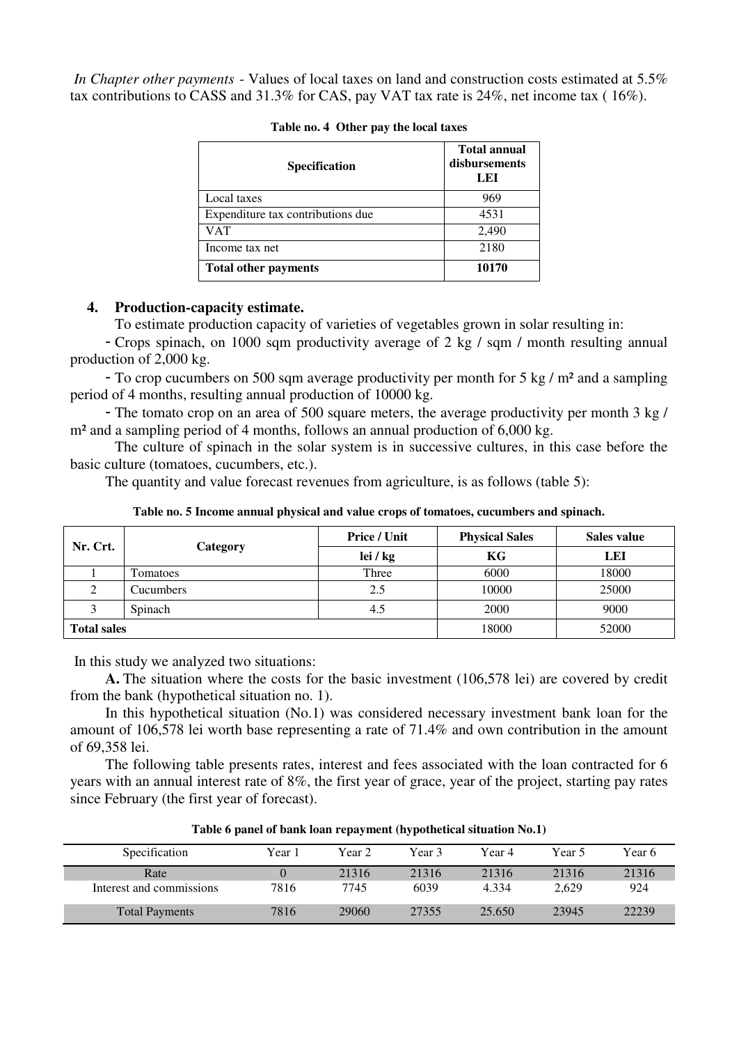*In Chapter other payments* - Values of local taxes on land and construction costs estimated at 5.5% tax contributions to CASS and 31.3% for CAS, pay VAT tax rate is 24%, net income tax ( 16%).

**Table no. 4 Other pay the local taxes**

| **Specification** | **Total annual disbursements LEI** |
|---|---|
| Local taxes | 969 |
| Expenditure tax contributions due | 4531 |
| VAT | 2,490 |
| Income tax net | 2180 |
| **Total other payments** | **10170** |

## 4. Production-capacity estimate.

To estimate production capacity of varieties of vegetables grown in solar resulting in:

- Crops spinach, on 1000 sqm productivity average of 2 kg / sqm / month resulting annual production of 2,000 kg.
- To crop cucumbers on 500 sqm average productivity per month for 5 kg / m² and a sampling period of 4 months, resulting annual production of 10000 kg.
- The tomato crop on an area of 500 square meters, the average productivity per month 3 kg / m² and a sampling period of 4 months, follows an annual production of 6,000 kg.

The culture of spinach in the solar system is in successive cultures, in this case before the basic culture (tomatoes, cucumbers, etc.).

The quantity and value forecast revenues from agriculture, is as follows (table 5):

**Table no. 5 Income annual physical and value crops of tomatoes, cucumbers and spinach.**

| Nr. Crt. | Category | Price / Unit | Physical Sales | Sales value |
|---|---|---|---|---|
| | | lei / kg | KG | LEI |
| 1 | Tomatoes | Three | 6000 | 18000 |
| 2 | Cucumbers | 2.5 | 10000 | 25000 |
| 3 | Spinach | 4.5 | 2000 | 9000 |
| **Total sales** | | | 18000 | 52000 |

In this study we analyzed two situations:

**A.** The situation where the costs for the basic investment (106,578 lei) are covered by credit from the bank (hypothetical situation no. 1).

In this hypothetical situation (No.1) was considered necessary investment bank loan for the amount of 106,578 lei worth base representing a rate of 71.4% and own contribution in the amount of 69,358 lei.

The following table presents rates, interest and fees associated with the loan contracted for 6 years with an annual interest rate of 8%, the first year of grace, year of the project, starting pay rates since February (the first year of forecast).

**Table 6 panel of bank loan repayment (hypothetical situation No.1)**

| Specification | Year 1 | Year 2 | Year 3 | Year 4 | Year 5 | Year 6 |
|---|---|---|---|---|---|---|
| Rate | 0 | 21316 | 21316 | 21316 | 21316 | 21316 |
| Interest and commissions | 7816 | 7745 | 6039 | 4.334 | 2,629 | 924 |
| Total Payments | 7816 | 29060 | 27355 | 25.650 | 23945 | 22239 |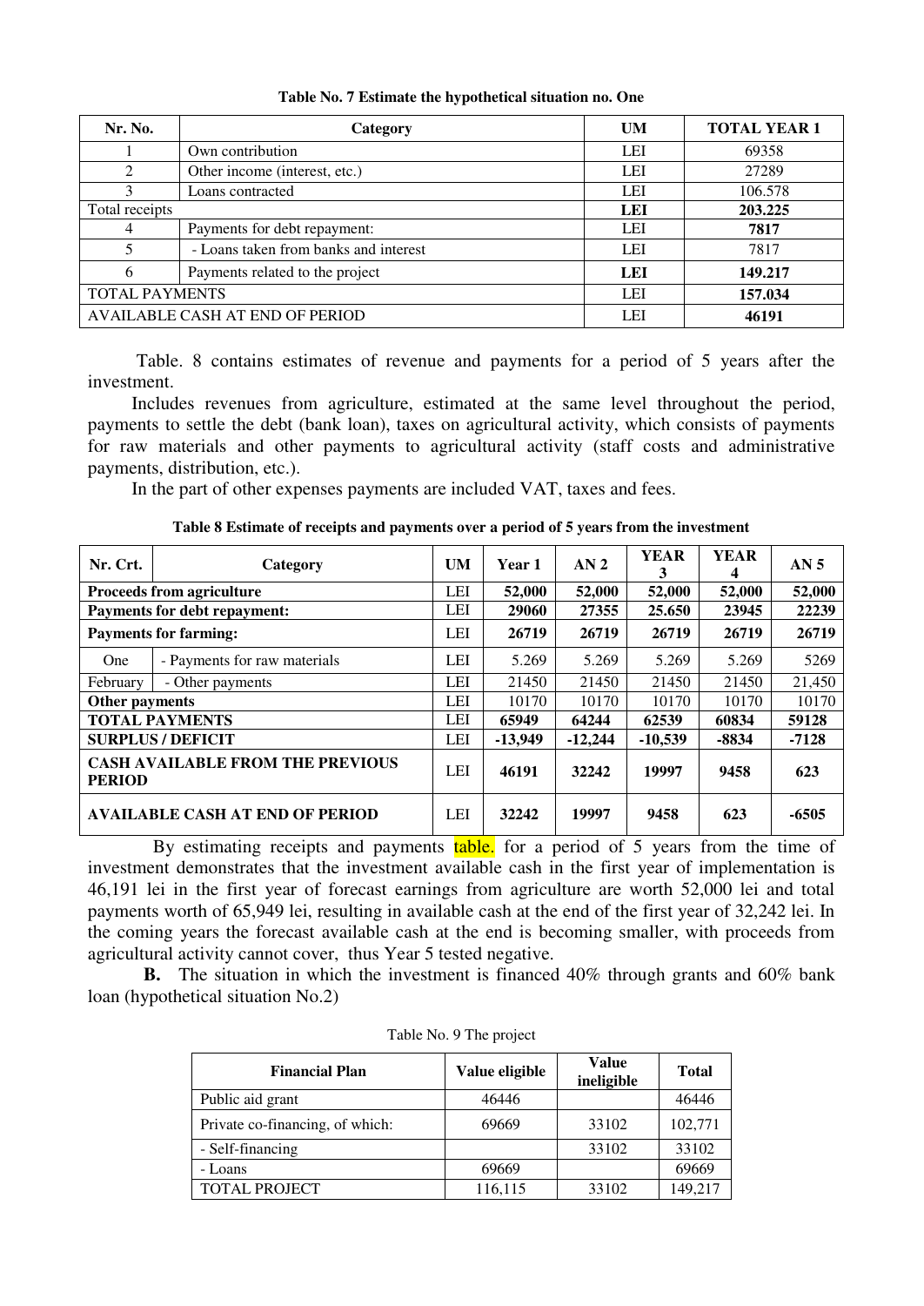**Table No. 7 Estimate the hypothetical situation no. One**

| Nr. No. | Category | UM | TOTAL YEAR 1 |
|---|---|---|---|
| 1 | Own contribution | LEI | 69358 |
| 2 | Other income (interest, etc.) | LEI | 27289 |
| 3 | Loans contracted | LEI | 106.578 |
| Total receipts | | **LEI** | **203.225** |
| 4 | Payments for debt repayment: | LEI | **7817** |
| 5 | - Loans taken from banks and interest | LEI | 7817 |
| 6 | Payments related to the project | **LEI** | **149.217** |
| TOTAL PAYMENTS | | LEI | **157.034** |
| AVAILABLE CASH AT END OF PERIOD | | LEI | **46191** |

Table. 8 contains estimates of revenue and payments for a period of 5 years after the investment.

Includes revenues from agriculture, estimated at the same level throughout the period, payments to settle the debt (bank loan), taxes on agricultural activity, which consists of payments for raw materials and other payments to agricultural activity (staff costs and administrative payments, distribution, etc.).

In the part of other expenses payments are included VAT, taxes and fees.

**Table 8 Estimate of receipts and payments over a period of 5 years from the investment**

| Nr. Crt. | Category | UM | Year 1 | AN 2 | YEAR 3 | YEAR 4 | AN 5 |
|---|---|---|---|---|---|---|---|
| **Proceeds from agriculture** | | LEI | **52,000** | **52,000** | **52,000** | **52,000** | **52,000** |
| **Payments for debt repayment:** | | LEI | **29060** | **27355** | **25.650** | **23945** | **22239** |
| **Payments for farming:** | | LEI | **26719** | **26719** | **26719** | **26719** | **26719** |
| One | - Payments for raw materials | LEI | 5.269 | 5.269 | 5.269 | 5.269 | 5269 |
| February | - Other payments | LEI | 21450 | 21450 | 21450 | 21450 | 21,450 |
| **Other payments** | | LEI | 10170 | 10170 | 10170 | 10170 | 10170 |
| **TOTAL PAYMENTS** | | LEI | **65949** | **64244** | **62539** | **60834** | **59128** |
| **SURPLUS / DEFICIT** | | LEI | **-13,949** | **-12,244** | **-10,539** | **-8834** | **-7128** |
| **CASH AVAILABLE FROM THE PREVIOUS PERIOD** | | LEI | **46191** | **32242** | **19997** | **9458** | **623** |
| **AVAILABLE CASH AT END OF PERIOD** | | LEI | **32242** | **19997** | **9458** | **623** | **-6505** |

By estimating receipts and payments table. for a period of 5 years from the time of investment demonstrates that the investment available cash in the first year of implementation is 46,191 lei in the first year of forecast earnings from agriculture are worth 52,000 lei and total payments worth of 65,949 lei, resulting in available cash at the end of the first year of 32,242 lei. In the coming years the forecast available cash at the end is becoming smaller, with proceeds from agricultural activity cannot cover, thus Year 5 tested negative.

**B.** The situation in which the investment is financed 40% through grants and 60% bank loan (hypothetical situation No.2)

Table No. 9 The project

| Financial Plan | Value eligible | Value ineligible | Total |
|---|---|---|---|
| Public aid grant | 46446 | | 46446 |
| Private co-financing, of which: | 69669 | 33102 | 102,771 |
| - Self-financing | | 33102 | 33102 |
| - Loans | 69669 | | 69669 |
| TOTAL PROJECT | 116,115 | 33102 | 149,217 |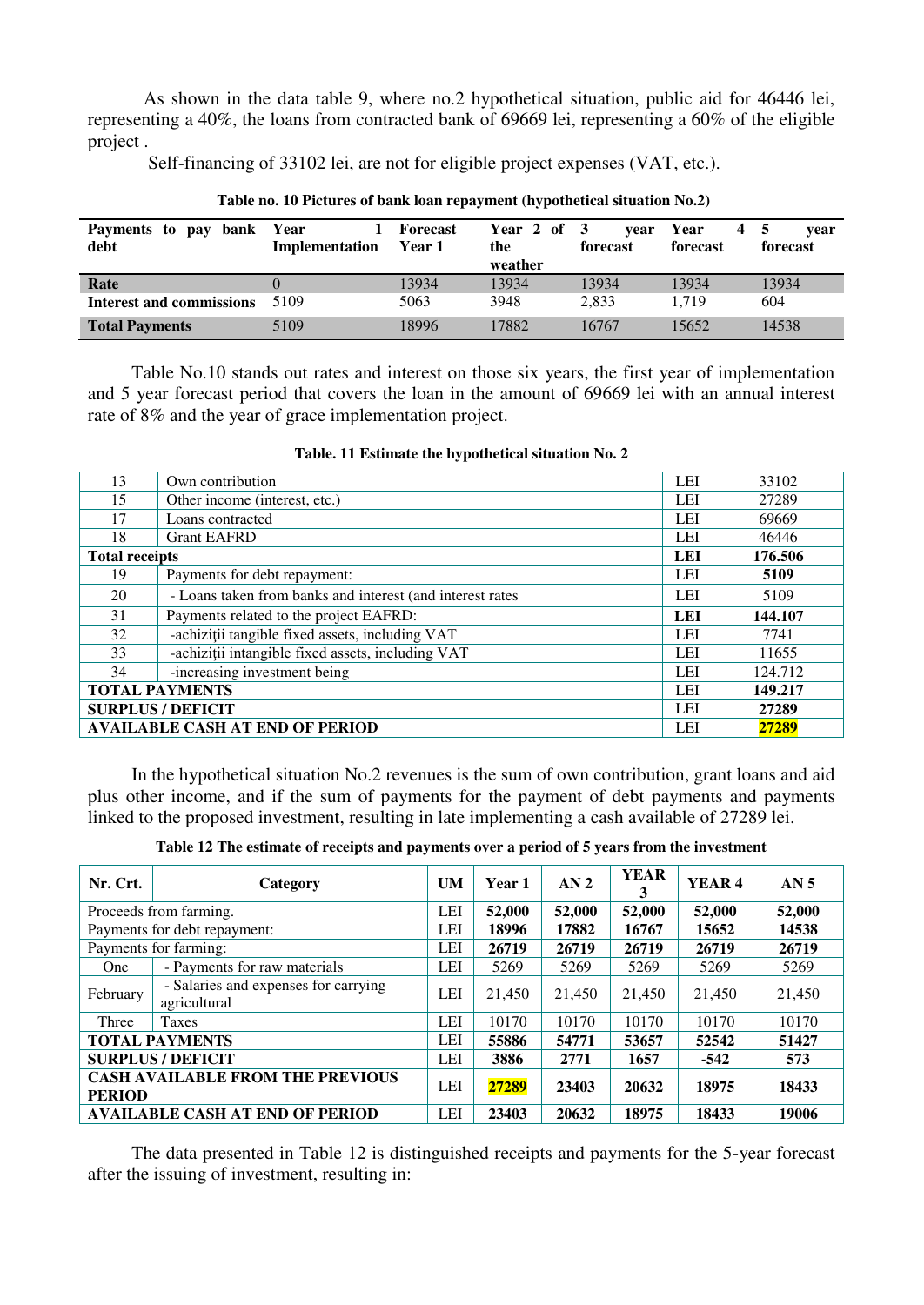As shown in the data table 9, where no.2 hypothetical situation, public aid for 46446 lei, representing a 40%, the loans from contracted bank of 69669 lei, representing a 60% of the eligible project .

Self-financing of 33102 lei, are not for eligible project expenses (VAT, etc.).

**Table no. 10 Pictures of bank loan repayment (hypothetical situation No.2)**

| Payments to pay bank debt | Year 1 Implementation | Forecast Year 1 | Year 2 of the weather | 3 year forecast | Year 4 forecast | 5 year forecast |
|---|---|---|---|---|---|---|
| **Rate** | 0 | 13934 | 13934 | 13934 | 13934 | 13934 |
| **Interest and commissions** | 5109 | 5063 | 3948 | 2,833 | 1,719 | 604 |
| **Total Payments** | 5109 | 18996 | 17882 | 16767 | 15652 | 14538 |

Table No.10 stands out rates and interest on those six years, the first year of implementation and 5 year forecast period that covers the loan in the amount of 69669 lei with an annual interest rate of 8% and the year of grace implementation project.

**Table. 11 Estimate the hypothetical situation No. 2**

| | | | |
|---|---|---|---|
| 13 | Own contribution | LEI | 33102 |
| 15 | Other income (interest, etc.) | LEI | 27289 |
| 17 | Loans contracted | LEI | 69669 |
| 18 | Grant EAFRD | LEI | 46446 |
| **Total receipts** | | **LEI** | **176.506** |
| 19 | Payments for debt repayment: | LEI | **5109** |
| 20 | - Loans taken from banks and interest (and interest rates | LEI | 5109 |
| 31 | Payments related to the project EAFRD: | **LEI** | **144.107** |
| 32 | -achiziții tangible fixed assets, including VAT | LEI | 7741 |
| 33 | -achiziții intangible fixed assets, including VAT | LEI | 11655 |
| 34 | -increasing investment being | LEI | 124.712 |
| **TOTAL PAYMENTS** | | LEI | **149.217** |
| **SURPLUS / DEFICIT** | | LEI | **27289** |
| **AVAILABLE CASH AT END OF PERIOD** | | LEI | **27289** |

In the hypothetical situation No.2 revenues is the sum of own contribution, grant loans and aid plus other income, and if the sum of payments for the payment of debt payments and payments linked to the proposed investment, resulting in late implementing a cash available of 27289 lei.

**Table 12 The estimate of receipts and payments over a period of 5 years from the investment**

| Nr. Crt. | Category | UM | Year 1 | AN 2 | YEAR 3 | YEAR 4 | AN 5 |
|---|---|---|---|---|---|---|---|
| Proceeds from farming. | | LEI | **52,000** | **52,000** | **52,000** | **52,000** | **52,000** |
| Payments for debt repayment: | | LEI | **18996** | **17882** | **16767** | **15652** | **14538** |
| Payments for farming: | | LEI | **26719** | **26719** | **26719** | **26719** | **26719** |
| One | - Payments for raw materials | LEI | 5269 | 5269 | 5269 | 5269 | 5269 |
| February | - Salaries and expenses for carrying agricultural | LEI | 21,450 | 21,450 | 21,450 | 21,450 | 21,450 |
| Three | Taxes | LEI | 10170 | 10170 | 10170 | 10170 | 10170 |
| **TOTAL PAYMENTS** | | LEI | **55886** | **54771** | **53657** | **52542** | **51427** |
| **SURPLUS / DEFICIT** | | LEI | **3886** | **2771** | **1657** | **-542** | **573** |
| **CASH AVAILABLE FROM THE PREVIOUS PERIOD** | | LEI | **27289** | **23403** | **20632** | **18975** | **18433** |
| **AVAILABLE CASH AT END OF PERIOD** | | LEI | **23403** | **20632** | **18975** | **18433** | **19006** |

The data presented in Table 12 is distinguished receipts and payments for the 5-year forecast after the issuing of investment, resulting in: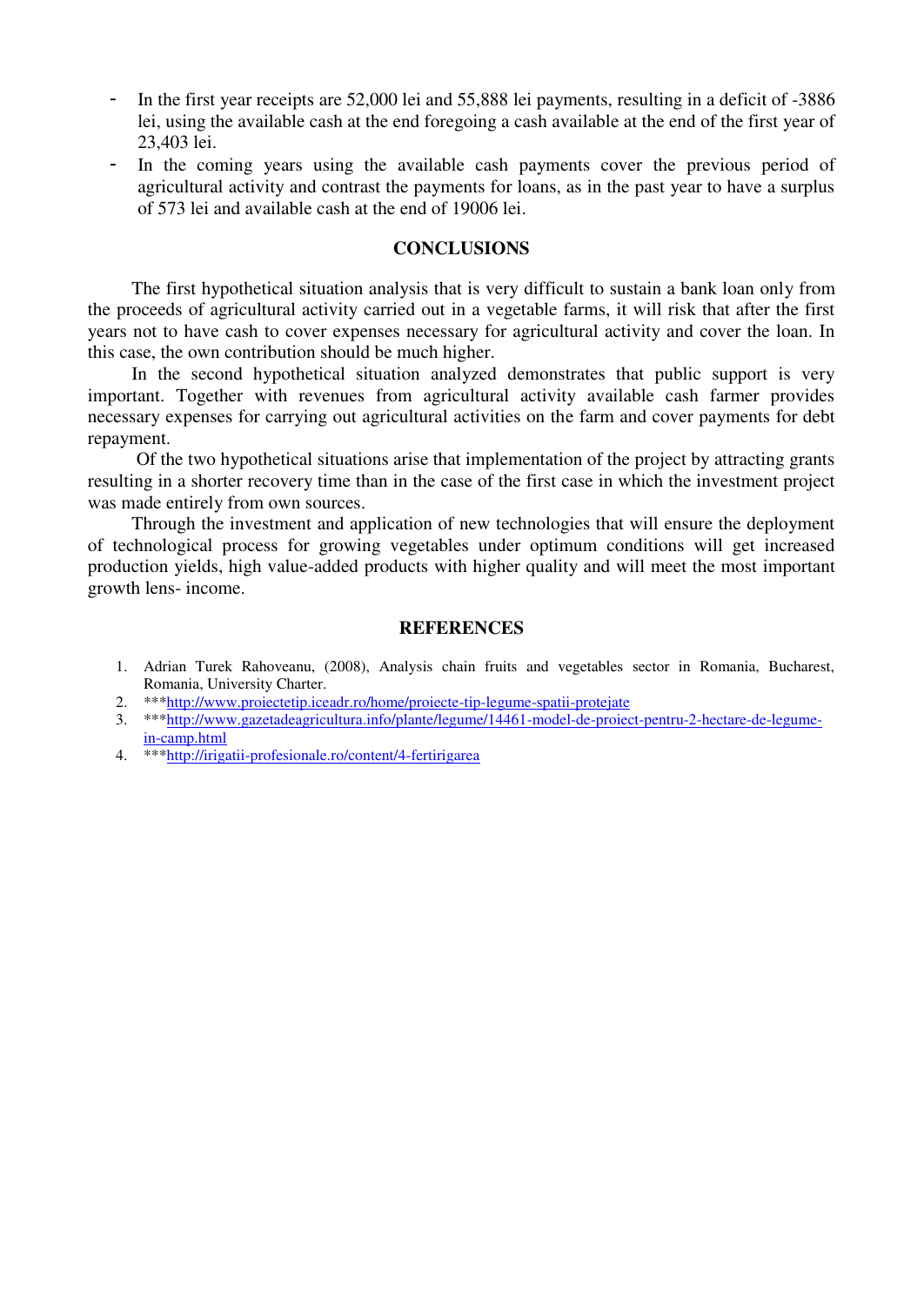- In the first year receipts are 52,000 lei and 55,888 lei payments, resulting in a deficit of -3886 lei, using the available cash at the end foregoing a cash available at the end of the first year of 23,403 lei.
- In the coming years using the available cash payments cover the previous period of agricultural activity and contrast the payments for loans, as in the past year to have a surplus of 573 lei and available cash at the end of 19006 lei.

## CONCLUSIONS

The first hypothetical situation analysis that is very difficult to sustain a bank loan only from the proceeds of agricultural activity carried out in a vegetable farms, it will risk that after the first years not to have cash to cover expenses necessary for agricultural activity and cover the loan. In this case, the own contribution should be much higher.

In the second hypothetical situation analyzed demonstrates that public support is very important. Together with revenues from agricultural activity available cash farmer provides necessary expenses for carrying out agricultural activities on the farm and cover payments for debt repayment.

Of the two hypothetical situations arise that implementation of the project by attracting grants resulting in a shorter recovery time than in the case of the first case in which the investment project was made entirely from own sources.

Through the investment and application of new technologies that will ensure the deployment of technological process for growing vegetables under optimum conditions will get increased production yields, high value-added products with higher quality and will meet the most important growth lens- income.

## REFERENCES

1. Adrian Turek Rahoveanu, (2008), Analysis chain fruits and vegetables sector in Romania, Bucharest, Romania, University Charter.
2. ***http://www.proiectetip.iceadr.ro/home/proiecte-tip-legume-spatii-protejate
3. ***http://www.gazetadeagricultura.info/plante/legume/14461-model-de-proiect-pentru-2-hectare-de-legume-in-camp.html
4. ***http://irigatii-profesionale.ro/content/4-fertirigarea